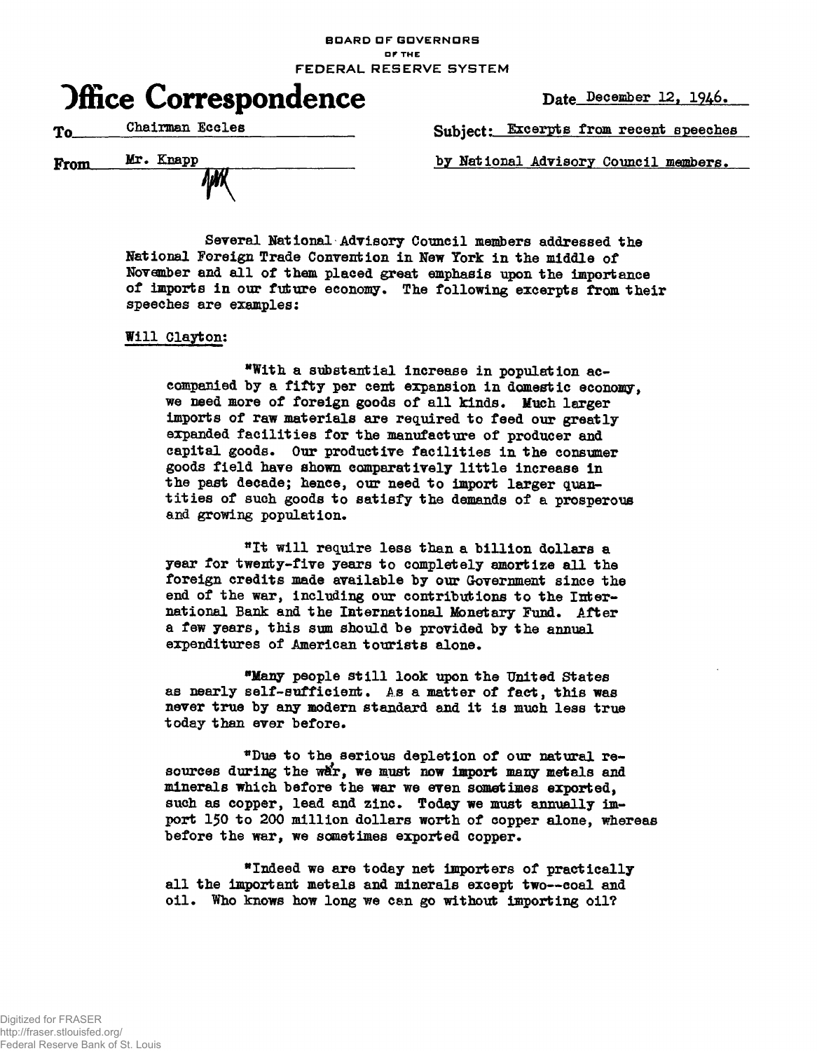BOARD OF GOVERNORS
OF THE
FEDERAL RESERVE SYSTEM

# Office Correspondence

Date December 12, 1946.

To Chairman Eccles

From Mr. Knapp

Subject: Excerpts from recent speeches by National Advisory Council members.

Several National Advisory Council members addressed the National Foreign Trade Convention in New York in the middle of November and all of them placed great emphasis upon the importance of imports in our future economy. The following excerpts from their speeches are examples:

Will Clayton:

"With a substantial increase in population accompanied by a fifty per cent expansion in domestic economy, we need more of foreign goods of all kinds. Much larger imports of raw materials are required to feed our greatly expanded facilities for the manufacture of producer and capital goods. Our productive facilities in the consumer goods field have shown comparatively little increase in the past decade; hence, our need to import larger quantities of such goods to satisfy the demands of a prosperous and growing population.

"It will require less than a billion dollars a year for twenty-five years to completely amortize all the foreign credits made available by our Government since the end of the war, including our contributions to the International Bank and the International Monetary Fund. After a few years, this sum should be provided by the annual expenditures of American tourists alone.

"Many people still look upon the United States as nearly self-sufficient. As a matter of fact, this was never true by any modern standard and it is much less true today than ever before.

"Due to the serious depletion of our natural resources during the war, we must now import many metals and minerals which before the war we even sometimes exported, such as copper, lead and zinc. Today we must annually import 150 to 200 million dollars worth of copper alone, whereas before the war, we sometimes exported copper.

"Indeed we are today net importers of practically all the important metals and minerals except two--coal and oil. Who knows how long we can go without importing oil?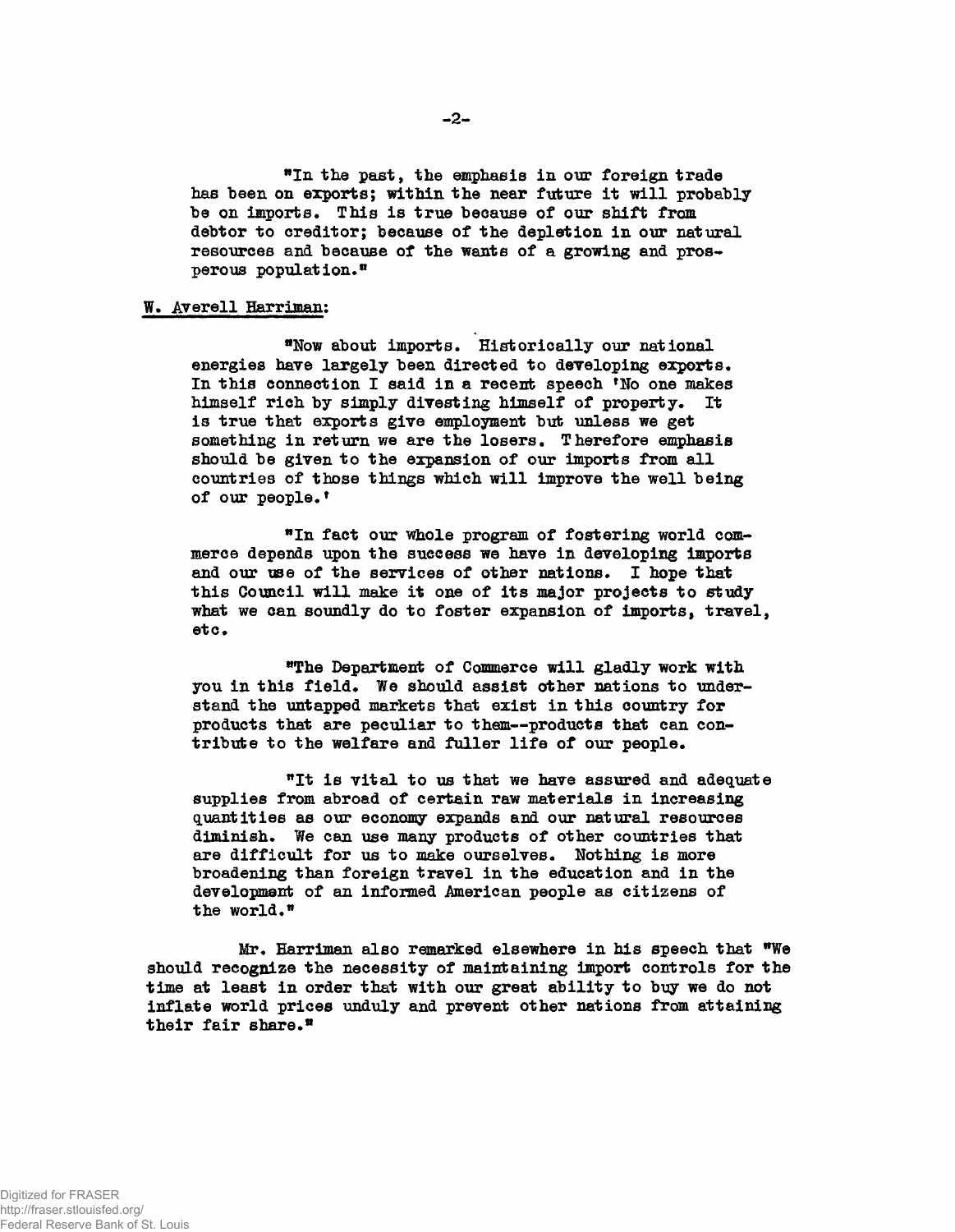"In the past, the emphasis in our foreign trade has been on exports; within the near future it will probably be on imports. This is true because of our shift from debtor to creditor; because of the depletion in our natural resources and because of the wants of a growing and prosperous population."

W. Averell Harriman:

"Now about imports. Historically our national energies have largely been directed to developing exports. In this connection I said in a recent speech 'No one makes himself rich by simply divesting himself of property. It is true that exports give employment but unless we get something in return we are the losers. Therefore emphasis should be given to the expansion of our imports from all countries of those things which will improve the well being of our people.'

"In fact our whole program of fostering world commerce depends upon the success we have in developing imports and our use of the services of other nations. I hope that this Council will make it one of its major projects to study what we can soundly do to foster expansion of imports, travel, etc.

"The Department of Commerce will gladly work with you in this field. We should assist other nations to understand the untapped markets that exist in this country for products that are peculiar to them--products that can contribute to the welfare and fuller life of our people.

"It is vital to us that we have assured and adequate supplies from abroad of certain raw materials in increasing quantities as our economy expands and our natural resources diminish. We can use many products of other countries that are difficult for us to make ourselves. Nothing is more broadening than foreign travel in the education and in the development of an informed American people as citizens of the world."

Mr. Harriman also remarked elsewhere in his speech that "We should recognize the necessity of maintaining import controls for the time at least in order that with our great ability to buy we do not inflate world prices unduly and prevent other nations from attaining their fair share."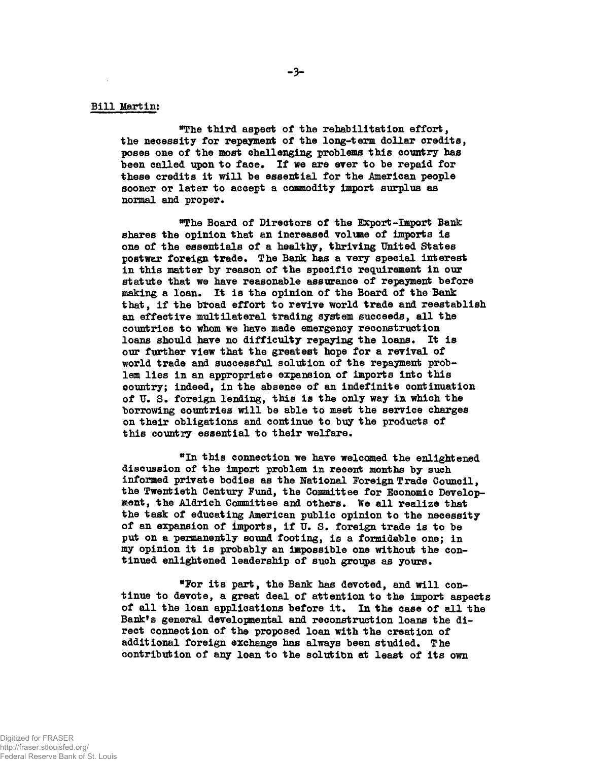Bill Martin:

"The third aspect of the rehabilitation effort, the necessity for repayment of the long-term dollar credits, poses one of the most challenging problems this country has been called upon to face. If we are ever to be repaid for these credits it will be essential for the American people sooner or later to accept a commodity import surplus as normal and proper.

"The Board of Directors of the Export-Import Bank shares the opinion that an increased volume of imports is one of the essentials of a healthy, thriving United States postwar foreign trade. The Bank has a very special interest in this matter by reason of the specific requirement in our statute that we have reasonable assurance of repayment before making a loan. It is the opinion of the Board of the Bank that, if the broad effort to revive world trade and reestablish an effective multilateral trading system succeeds, all the countries to whom we have made emergency reconstruction loans should have no difficulty repaying the loans. It is our further view that the greatest hope for a revival of world trade and successful solution of the repayment problem lies in an appropriate expansion of imports into this country; indeed, in the absence of an indefinite continuation of U. S. foreign lending, this is the only way in which the borrowing countries will be able to meet the service charges on their obligations and continue to buy the products of this country essential to their welfare.

"In this connection we have welcomed the enlightened discussion of the import problem in recent months by such informed private bodies as the National Foreign Trade Council, the Twentieth Century Fund, the Committee for Economic Development, the Aldrich Committee and others. We all realize that the task of educating American public opinion to the necessity of an expansion of imports, if U. S. foreign trade is to be put on a permanently sound footing, is a formidable one; in my opinion it is probably an impossible one without the continued enlightened leadership of such groups as yours.

"For its part, the Bank has devoted, and will continue to devote, a great deal of attention to the import aspects of all the loan applications before it. In the case of all the Bank's general developmental and reconstruction loans the direct connection of the proposed loan with the creation of additional foreign exchange has always been studied. The contribution of any loan to the solution at least of its own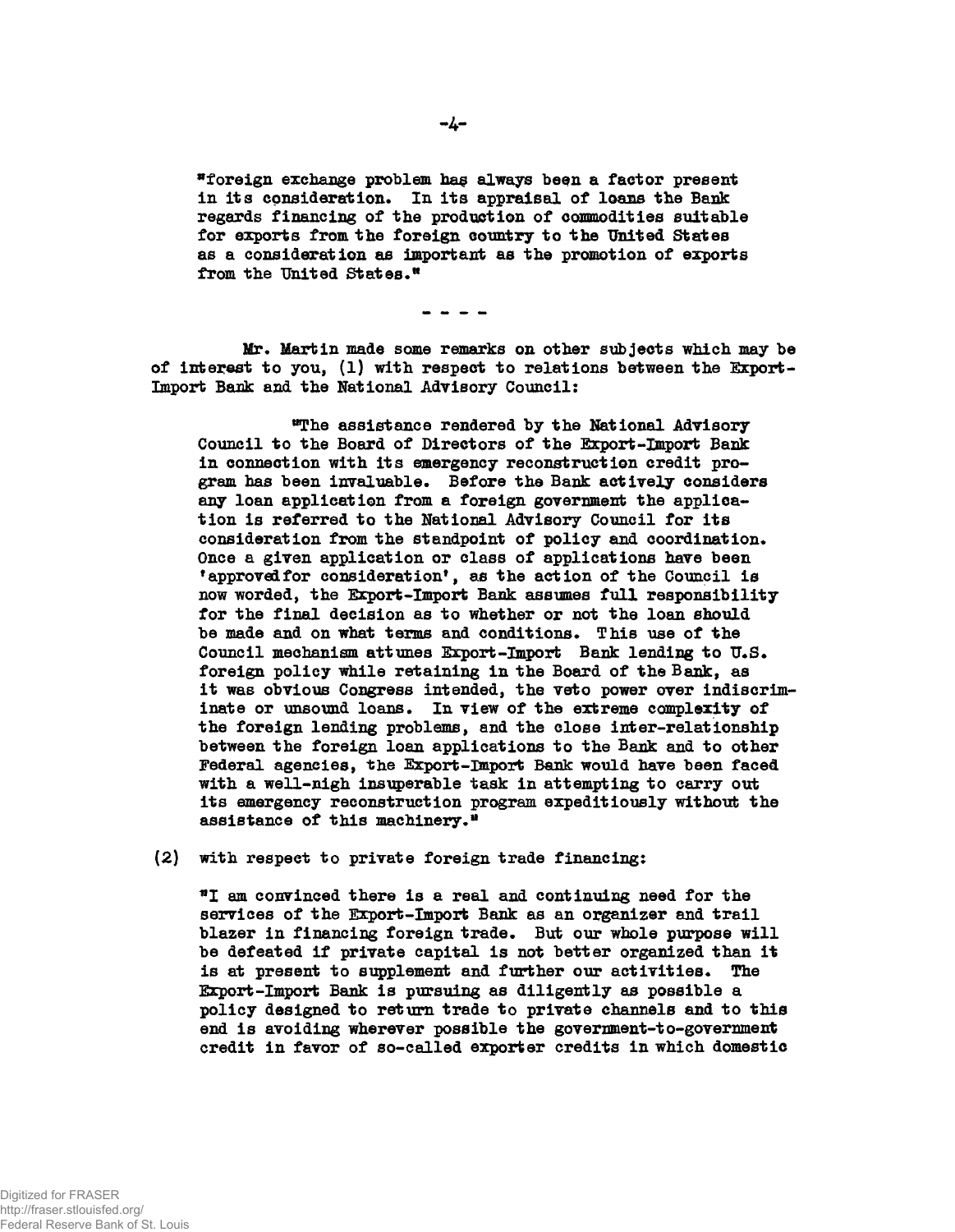"foreign exchange problem has always been a factor present in its consideration. In its appraisal of loans the Bank regards financing of the production of commodities suitable for exports from the foreign country to the United States as a consideration as important as the promotion of exports from the United States."

- - - -

Mr. Martin made some remarks on other subjects which may be of interest to you, (1) with respect to relations between the Export-Import Bank and the National Advisory Council:

> "The assistance rendered by the National Advisory Council to the Board of Directors of the Export-Import Bank in connection with its emergency reconstruction credit program has been invaluable. Before the Bank actively considers any loan application from a foreign government the application is referred to the National Advisory Council for its consideration from the standpoint of policy and coordination. Once a given application or class of applications have been 'approvedfor consideration', as the action of the Council is now worded, the Export-Import Bank assumes full responsibility for the final decision as to whether or not the loan should be made and on what terms and conditions. This use of the Council mechanism attunes Export-Import Bank lending to U.S. foreign policy while retaining in the Board of the Bank, as it was obvious Congress intended, the veto power over indiscriminate or unsound loans. In view of the extreme complexity of the foreign lending problems, and the close inter-relationship between the foreign loan applications to the Bank and to other Federal agencies, the Export-Import Bank would have been faced with a well-nigh insuperable task in attempting to carry out its emergency reconstruction program expeditiously without the assistance of this machinery."

(2) with respect to private foreign trade financing:

> "I am convinced there is a real and continuing need for the services of the Export-Import Bank as an organizer and trail blazer in financing foreign trade. But our whole purpose will be defeated if private capital is not better organized than it is at present to supplement and further our activities. The Export-Import Bank is pursuing as diligently as possible a policy designed to return trade to private channels and to this end is avoiding wherever possible the government-to-government credit in favor of so-called exporter credits in which domestic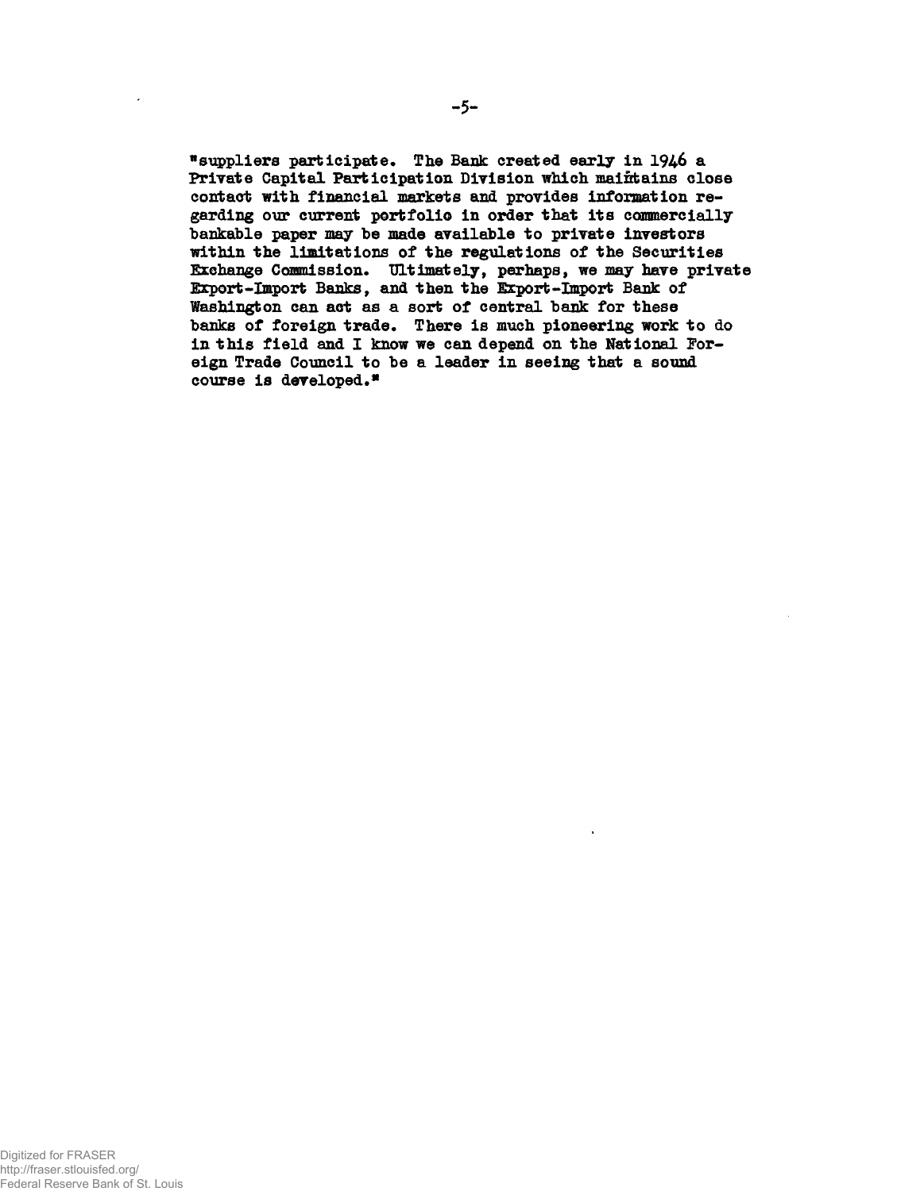"suppliers participate. The Bank created early in 1946 a Private Capital Participation Division which maintains close contact with financial markets and provides information regarding our current portfolio in order that its commercially bankable paper may be made available to private investors within the limitations of the regulations of the Securities Exchange Commission. Ultimately, perhaps, we may have private Export-Import Banks, and then the Export-Import Bank of Washington can act as a sort of central bank for these banks of foreign trade. There is much pioneering work to do in this field and I know we can depend on the National Foreign Trade Council to be a leader in seeing that a sound course is developed."